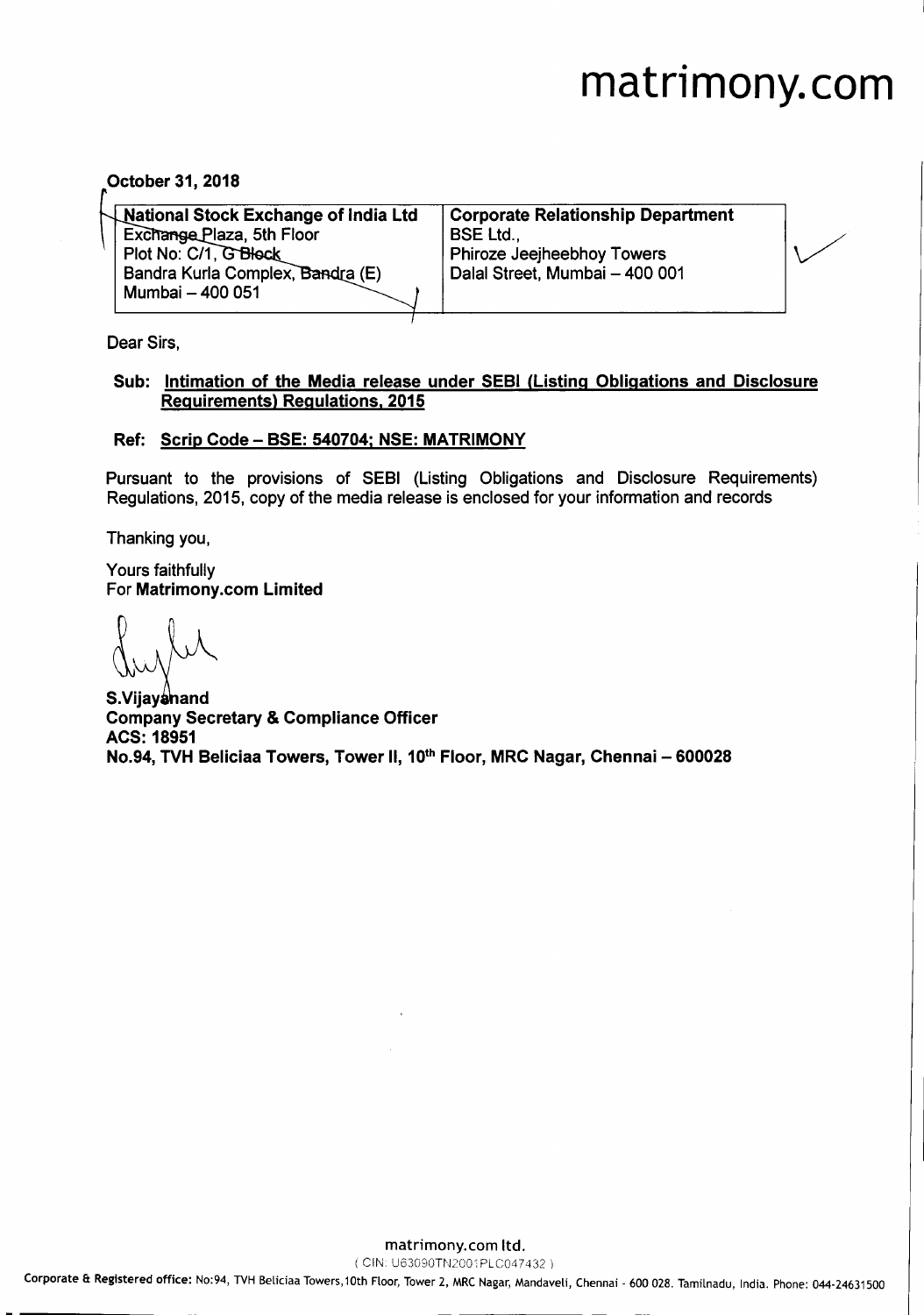# matrimony.com

**October 31, 2018**

| **National Stock Exchange of India Ltd** | **Corporate Relationship Department** |
|---|---|
| Exchange Plaza, 5th Floor | BSE Ltd., |
| Plot No: C/1, G Block | Phiroze Jeejheebhoy Towers |
| Bandra Kurla Complex, Bandra (E) | Dalal Street, Mumbai – 400 001 |
| Mumbai – 400 051 | |

Dear Sirs,

**Sub: Intimation of the Media release under SEBI (Listing Obligations and Disclosure Requirements) Regulations, 2015**

**Ref: Scrip Code – BSE: 540704; NSE: MATRIMONY**

Pursuant to the provisions of SEBI (Listing Obligations and Disclosure Requirements) Regulations, 2015, copy of the media release is enclosed for your information and records

Thanking you,

Yours faithfully
For **Matrimony.com Limited**

**S.Vijayanand**
**Company Secretary & Compliance Officer**
**ACS: 18951**
**No.94, TVH Beliciaa Towers, Tower II, 10th Floor, MRC Nagar, Chennai – 600028**

matrimony.com ltd.
( CIN: U63090TN2001PLC047432 )
Corporate & Registered office: No:94, TVH Beliciaa Towers,10th Floor, Tower 2, MRC Nagar, Mandaveli, Chennai - 600 028. Tamilnadu, India. Phone: 044-24631500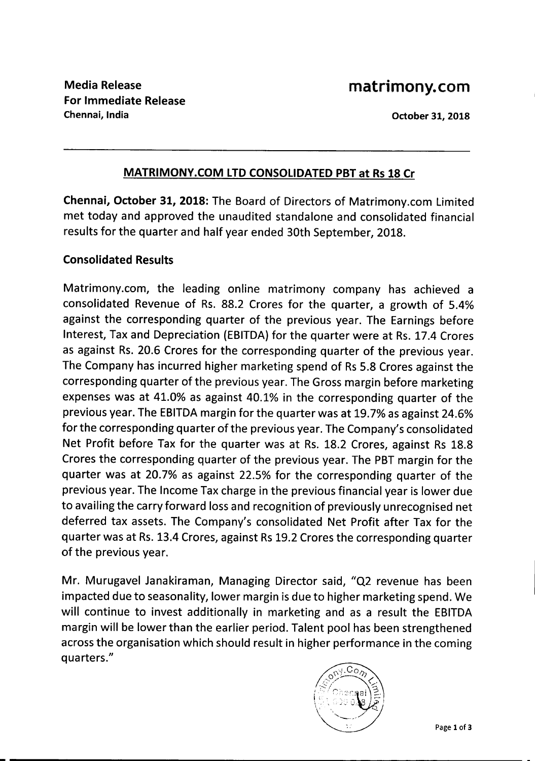**Media Release**
**For Immediate Release**
**Chennai, India**

# matrimony.com

**October 31, 2018**

---

## MATRIMONY.COM LTD CONSOLIDATED PBT at Rs 18 Cr

**Chennai, October 31, 2018:** The Board of Directors of Matrimony.com Limited met today and approved the unaudited standalone and consolidated financial results for the quarter and half year ended 30th September, 2018.

### Consolidated Results

Matrimony.com, the leading online matrimony company has achieved a consolidated Revenue of Rs. 88.2 Crores for the quarter, a growth of 5.4% against the corresponding quarter of the previous year. The Earnings before Interest, Tax and Depreciation (EBITDA) for the quarter were at Rs. 17.4 Crores as against Rs. 20.6 Crores for the corresponding quarter of the previous year. The Company has incurred higher marketing spend of Rs 5.8 Crores against the corresponding quarter of the previous year. The Gross margin before marketing expenses was at 41.0% as against 40.1% in the corresponding quarter of the previous year. The EBITDA margin for the quarter was at 19.7% as against 24.6% for the corresponding quarter of the previous year. The Company's consolidated Net Profit before Tax for the quarter was at Rs. 18.2 Crores, against Rs 18.8 Crores the corresponding quarter of the previous year. The PBT margin for the quarter was at 20.7% as against 22.5% for the corresponding quarter of the previous year. The Income Tax charge in the previous financial year is lower due to availing the carry forward loss and recognition of previously unrecognised net deferred tax assets. The Company's consolidated Net Profit after Tax for the quarter was at Rs. 13.4 Crores, against Rs 19.2 Crores the corresponding quarter of the previous year.

Mr. Murugavel Janakiraman, Managing Director said, "Q2 revenue has been impacted due to seasonality, lower margin is due to higher marketing spend. We will continue to invest additionally in marketing and as a result the EBITDA margin will be lower than the earlier period. Talent pool has been strengthened across the organisation which should result in higher performance in the coming quarters."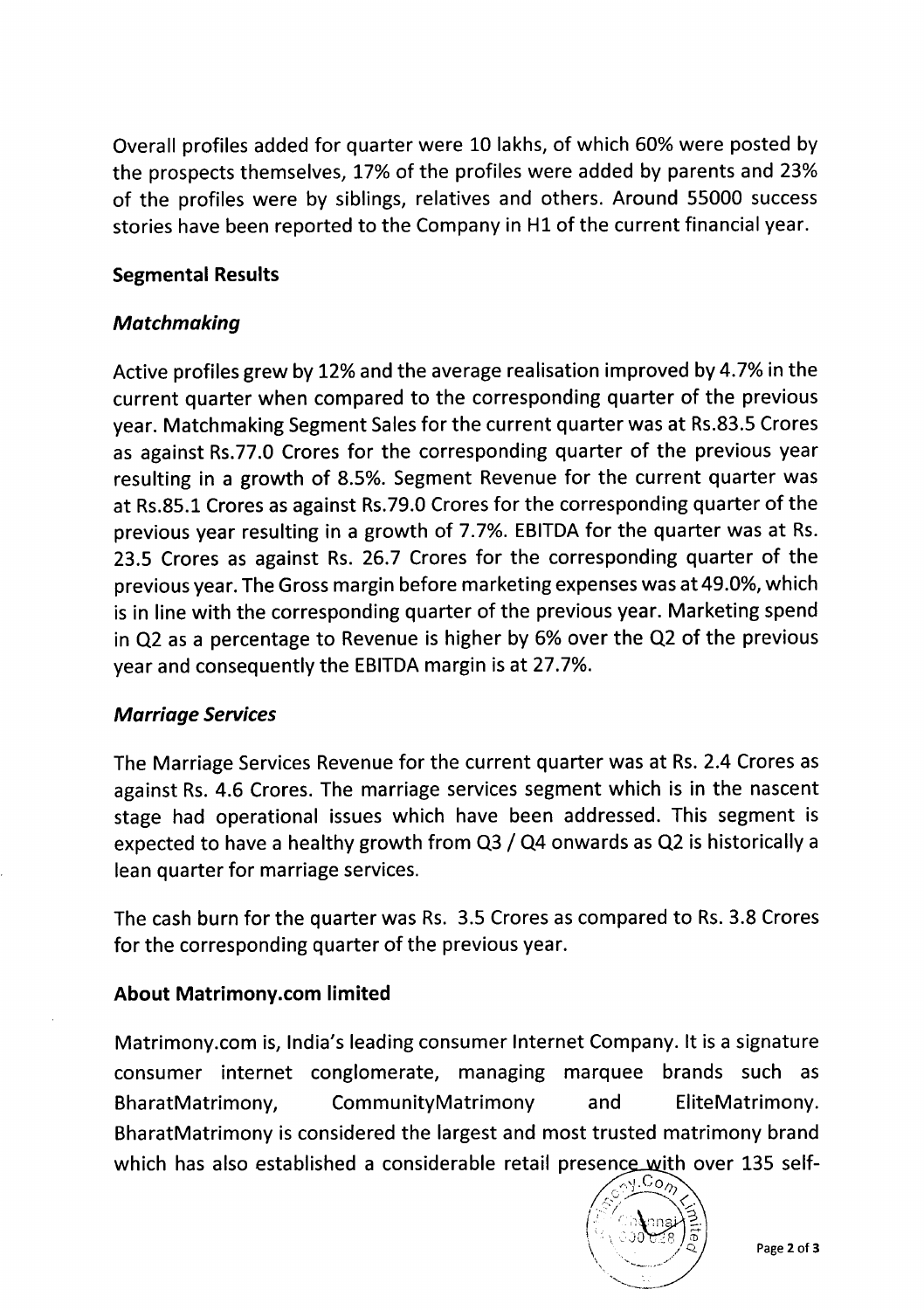Overall profiles added for quarter were 10 lakhs, of which 60% were posted by the prospects themselves, 17% of the profiles were added by parents and 23% of the profiles were by siblings, relatives and others. Around 55000 success stories have been reported to the Company in H1 of the current financial year.

## Segmental Results

### *Matchmaking*

Active profiles grew by 12% and the average realisation improved by 4.7% in the current quarter when compared to the corresponding quarter of the previous year. Matchmaking Segment Sales for the current quarter was at Rs.83.5 Crores as against Rs.77.0 Crores for the corresponding quarter of the previous year resulting in a growth of 8.5%. Segment Revenue for the current quarter was at Rs.85.1 Crores as against Rs.79.0 Crores for the corresponding quarter of the previous year resulting in a growth of 7.7%. EBITDA for the quarter was at Rs. 23.5 Crores as against Rs. 26.7 Crores for the corresponding quarter of the previous year. The Gross margin before marketing expenses was at 49.0%, which is in line with the corresponding quarter of the previous year. Marketing spend in Q2 as a percentage to Revenue is higher by 6% over the Q2 of the previous year and consequently the EBITDA margin is at 27.7%.

### *Marriage Services*

The Marriage Services Revenue for the current quarter was at Rs. 2.4 Crores as against Rs. 4.6 Crores. The marriage services segment which is in the nascent stage had operational issues which have been addressed. This segment is expected to have a healthy growth from Q3 / Q4 onwards as Q2 is historically a lean quarter for marriage services.

The cash burn for the quarter was Rs. 3.5 Crores as compared to Rs. 3.8 Crores for the corresponding quarter of the previous year.

## About Matrimony.com limited

Matrimony.com is, India's leading consumer Internet Company. It is a signature consumer internet conglomerate, managing marquee brands such as BharatMatrimony, CommunityMatrimony and EliteMatrimony. BharatMatrimony is considered the largest and most trusted matrimony brand which has also established a considerable retail presence with over 135 self-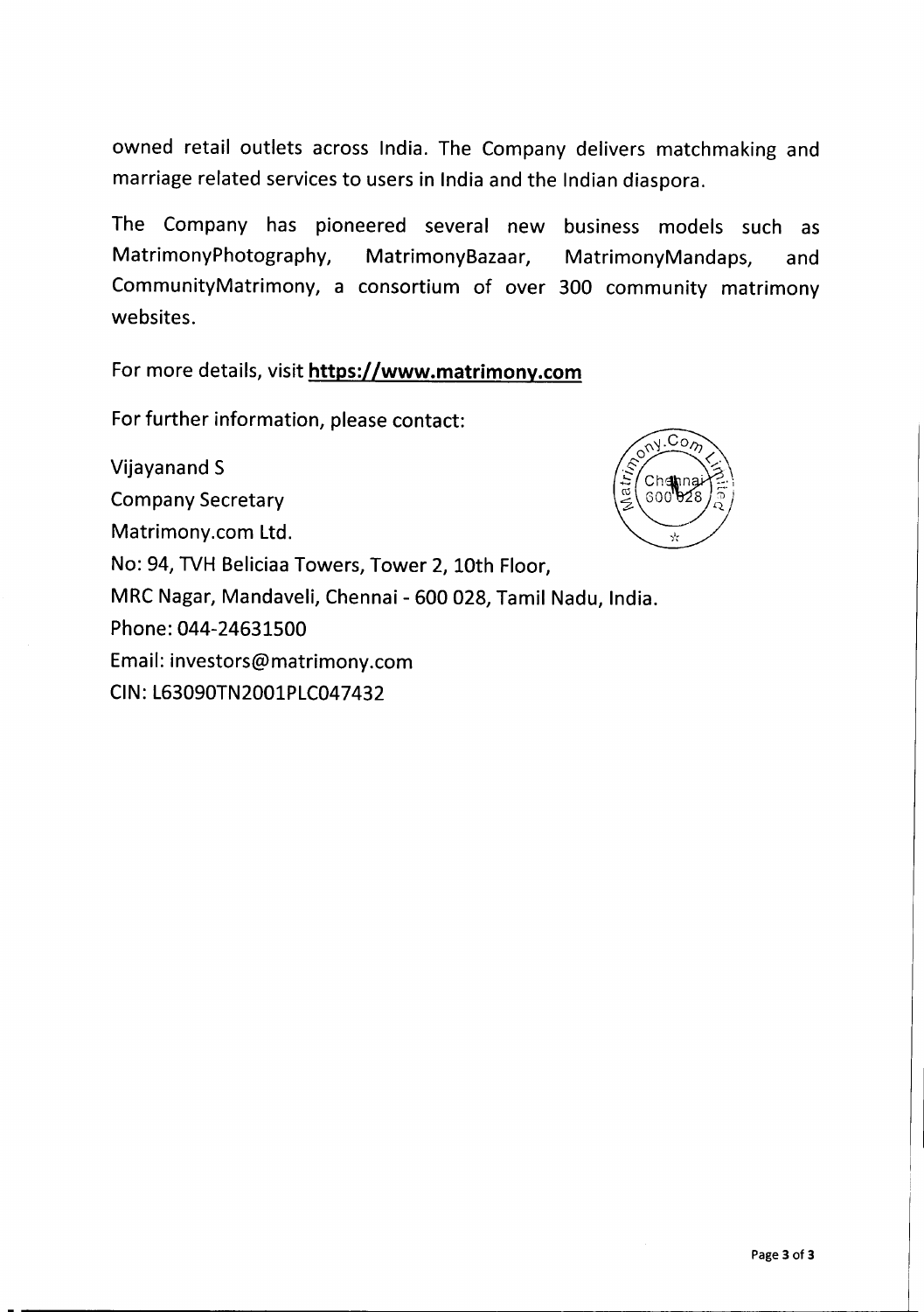owned retail outlets across India. The Company delivers matchmaking and marriage related services to users in India and the Indian diaspora.

The Company has pioneered several new business models such as MatrimonyPhotography, MatrimonyBazaar, MatrimonyMandaps, and CommunityMatrimony, a consortium of over 300 community matrimony websites.

For more details, visit **https://www.matrimony.com**

For further information, please contact:

Vijayanand S
Company Secretary
Matrimony.com Ltd.
No: 94, TVH Beliciaa Towers, Tower 2, 10th Floor,
MRC Nagar, Mandaveli, Chennai - 600 028, Tamil Nadu, India.
Phone: 044-24631500
Email: investors@matrimony.com
CIN: L63090TN2001PLC047432